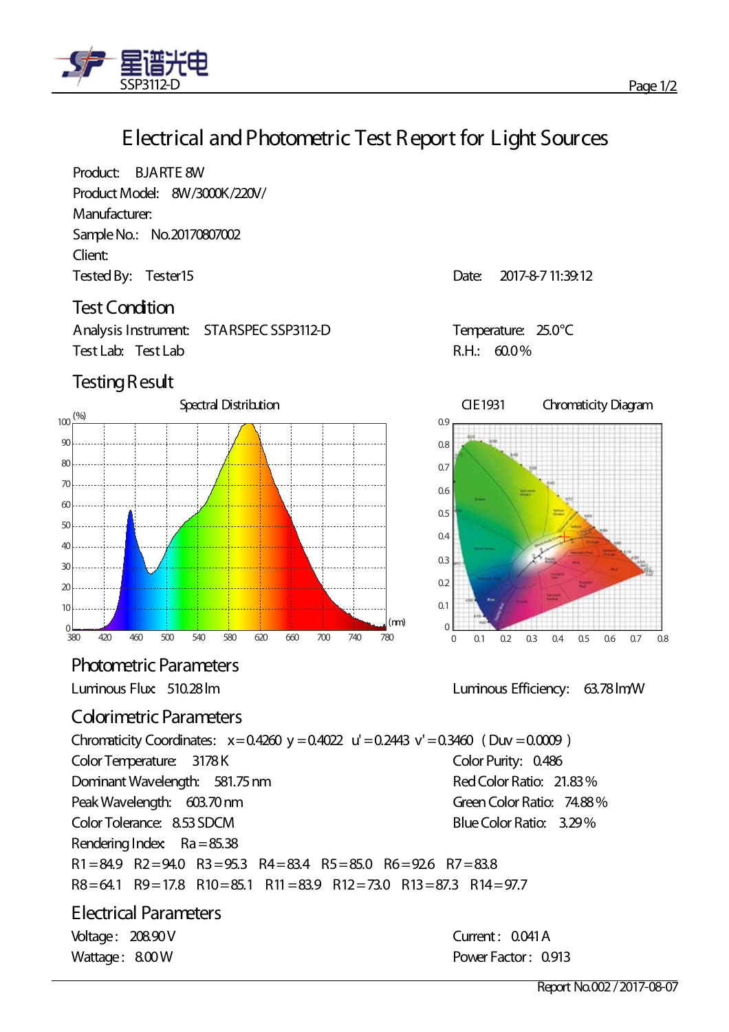星谱光电
SSP3112-D

# Electrical and Photometric Test Report for Light Sources

Product: BJARTE 8W
Product Model: 8W/3000K/220V/
Manufacturer:
Sample No.: No.20170807002
Client:
Tested By: Tester15

Date: 2017-8-7 11:39:12

## Test Condition

Analysis Instrument: STARSPEC SSP3112-D
Test Lab: Test Lab

Temperature: 25.0°C
R.H.: 60.0%

## Testing Result

Spectral Distribution

(%)
100
90
80
70
60
50
40
30
20
10
0
380 420 460 500 540 580 620 660 700 740 780 (nm)

CIE1931 Chromaticity Diagram

0.9
0.8
0.7
0.6
0.5
0.4
0.3
0.2
0.1
0
0 0.1 0.2 0.3 0.4 0.5 0.6 0.7 0.8

## Photometric Parameters

Luminous Flux: 510.28 lm
Luminous Efficiency: 63.78 lm/W

## Colorimetric Parameters

Chromaticity Coordinates: x=0.4260 y=0.4022 u'=0.2443 v'=0.3460 (Duv=0.0009)
Color Temperature: 3178 K
Color Purity: 0.486
Dominant Wavelength: 581.75 nm
Red Color Ratio: 21.83%
Peak Wavelength: 603.70 nm
Green Color Ratio: 74.88%
Color Tolerance: 8.53 SDCM
Blue Color Ratio: 3.29%
Rendering Index: Ra=85.38
R1=84.9 R2=94.0 R3=95.3 R4=83.4 R5=85.0 R6=92.6 R7=83.8
R8=64.1 R9=17.8 R10=85.1 R11=83.9 R12=73.0 R13=87.3 R14=97.7

## Electrical Parameters

Voltage: 208.90 V
Current: 0.041 A
Wattage: 8.00 W
Power Factor: 0.913

Report No.002 / 2017-08-07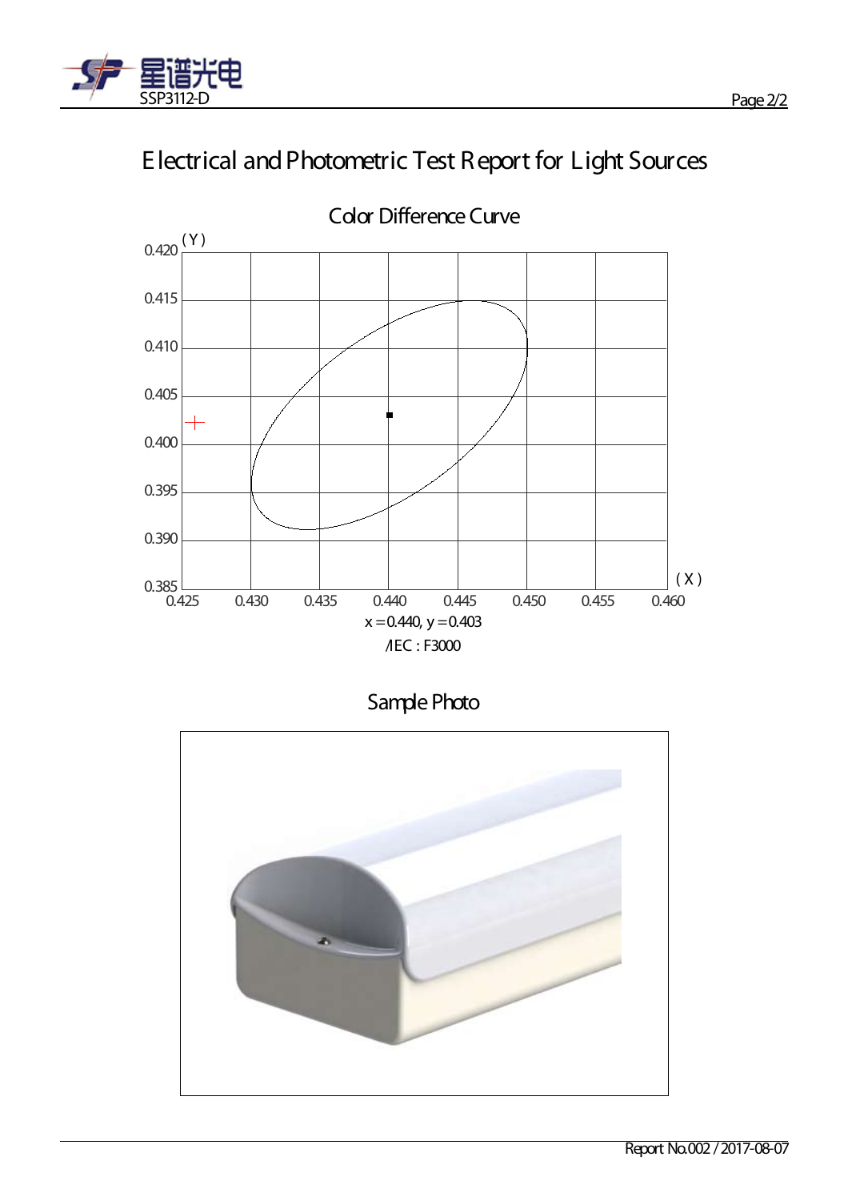# Electrical and Photometric Test Report for Light Sources

## Color Difference Curve

(Y)

0.420
0.415
0.410
0.405
0.400
0.395
0.390
0.385

0.425 0.430 0.435 0.440 0.445 0.450 0.455 0.460

(X)

x = 0.440, y = 0.403

/IEC : F3000

## Sample Photo

Report No.002 / 2017-08-07